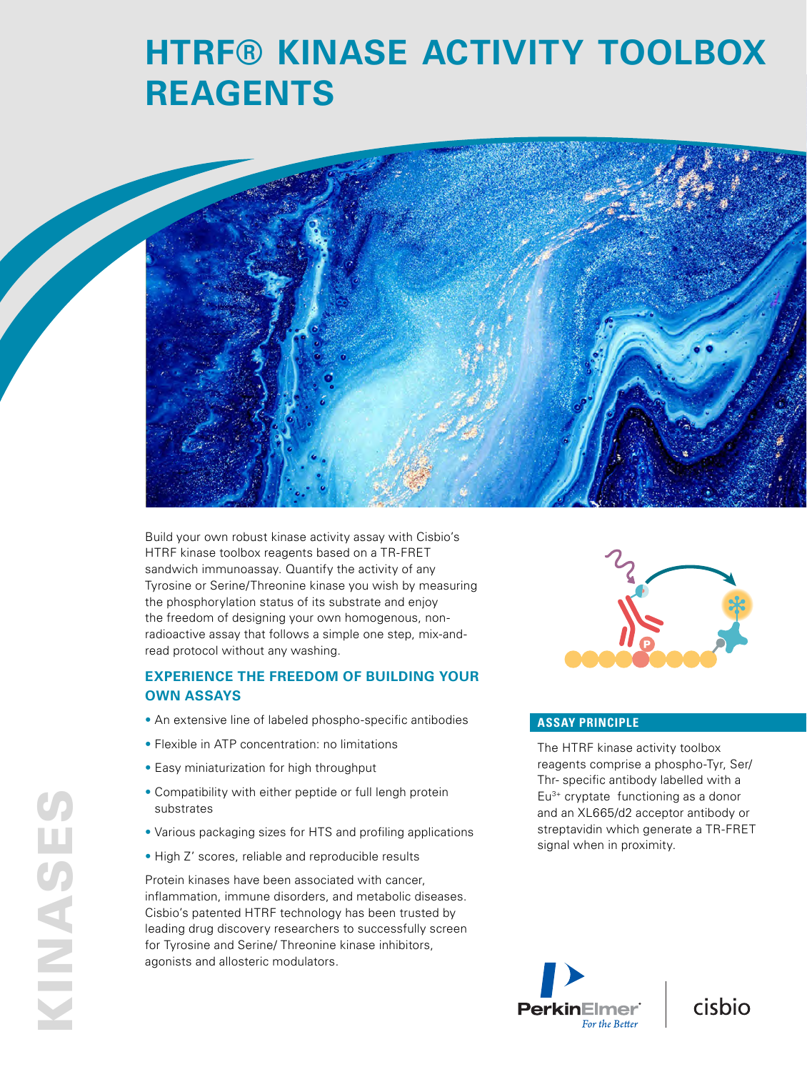# HTRF® KINASE ACTIVITY TOOLBOX REAGENTS

Build your own robust kinase activity assay with Cisbio's HTRF kinase toolbox reagents based on a TR-FRET sandwich immunoassay. Quantify the activity of any Tyrosine or Serine/Threonine kinase you wish by measuring the phosphorylation status of its substrate and enjoy the freedom of designing your own homogenous, non-radioactive assay that follows a simple one step, mix-and-read protocol without any washing.

## EXPERIENCE THE FREEDOM OF BUILDING YOUR OWN ASSAYS

- An extensive line of labeled phospho-specific antibodies
- Flexible in ATP concentration: no limitations
- Easy miniaturization for high throughput
- Compatibility with either peptide or full lengh protein substrates
- Various packaging sizes for HTS and profiling applications
- High Z' scores, reliable and reproducible results

Protein kinases have been associated with cancer, inflammation, immune disorders, and metabolic diseases. Cisbio's patented HTRF technology has been trusted by leading drug discovery researchers to successfully screen for Tyrosine and Serine/ Threonine kinase inhibitors, agonists and allosteric modulators.

### ASSAY PRINCIPLE

The HTRF kinase activity toolbox reagents comprise a phospho-Tyr, Ser/Thr- specific antibody labelled with a $Eu^{3+}$ cryptate functioning as a donor and an XL665/d2 acceptor antibody or streptavidin which generate a TR-FRET signal when in proximity.

KINASES

PerkinElmer For the Better | cisbio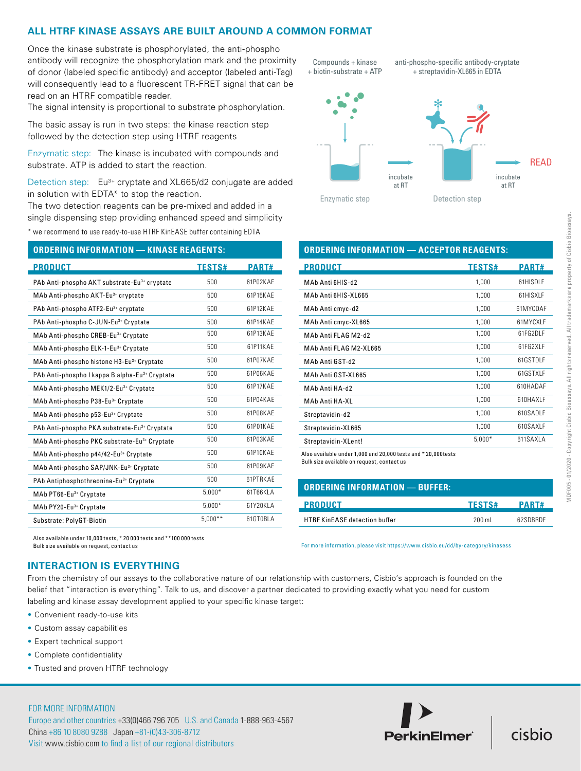## ALL HTRF KINASE ASSAYS ARE BUILT AROUND A COMMON FORMAT

Once the kinase substrate is phosphorylated, the anti-phospho antibody will recognize the phosphorylation mark and the proximity of donor (labeled specific antibody) and acceptor (labeled anti-Tag) will consequently lead to a fluorescent TR-FRET signal that can be read on an HTRF compatible reader.
The signal intensity is proportional to substrate phosphorylation.

The basic assay is run in two steps: the kinase reaction step followed by the detection step using HTRF reagents

Enzymatic step: The kinase is incubated with compounds and substrate. ATP is added to start the reaction.

Detection step: $Eu^{3+}$ cryptate and XL665/d2 conjugate are added in solution with EDTA* to stop the reaction.
The two detection reagents can be pre-mixed and added in a single dispensing step providing enhanced speed and simplicity

\* we recommend to use ready-to-use HTRF KinEASE buffer containing EDTA

Compounds + kinase + biotin-substrate + ATP

anti-phospho-specific antibody-cryptate + streptavidin-XL665 in EDTA

incubate at RT

incubate at RT

READ

Enzymatic step

Detection step

### ORDERING INFORMATION — KINASE REAGENTS:

| PRODUCT | TESTS# | PART# |
|---|---|---|
| PAb Anti-phospho AKT substrate-$Eu^{3+}$ cryptate | 500 | 61P02KAE |
| MAb Anti-phospho AKT-$Eu^{3+}$ cryptate | 500 | 61P15KAE |
| PAb Anti-phospho ATF2-$Eu^{3+}$ cryptate | 500 | 61P12KAE |
| PAb Anti-phospho C-JUN-$Eu^{3+}$ Cryptate | 500 | 61P14KAE |
| MAb Anti-phospho CREB-$Eu^{3+}$ Cryptate | 500 | 61P13KAE |
| MAb Anti-phospho ELK-1-$Eu^{3+}$ Cryptate | 500 | 61P11KAE |
| MAb Anti-phospho histone H3-$Eu^{3+}$ Cryptate | 500 | 61P07KAE |
| PAb Anti-phospho I kappa B alpha-$Eu^{3+}$ Cryptate | 500 | 61P06KAE |
| MAb Anti-phospho MEK1/2-$Eu^{3+}$ Cryptate | 500 | 61P17KAE |
| MAb Anti-phospho P38-$Eu^{3+}$ Cryptate | 500 | 61P04KAE |
| MAb Anti-phospho p53-$Eu^{3+}$ Cryptate | 500 | 61P08KAE |
| PAb Anti-phospho PKA substrate-$Eu^{3+}$ Cryptate | 500 | 61P01KAE |
| MAb Anti-phospho PKC substrate-$Eu^{3+}$ Cryptate | 500 | 61P03KAE |
| MAb Anti-phospho p44/42-$Eu^{3+}$ Cryptate | 500 | 61P10KAE |
| MAb Anti-phospho SAP/JNK-$Eu^{3+}$ Cryptate | 500 | 61P09KAE |
| PAb Antiphosphothreonine-$Eu^{3+}$ Cryptate | 500 | 61PTRKAE |
| MAb PT66-$Eu^{3+}$ Cryptate | 5,000* | 61T66KLA |
| MAb PY20-$Eu^{3+}$ Cryptate | 5,000* | 61Y20KLA |
| Substrate: PolyGT-Biotin | 5,000** | 61GT0BLA |

Also available under 10,000 tests, * 20 000 tests and **100 000 tests
Bulk size available on request, contact us

### ORDERING INFORMATION — ACCEPTOR REAGENTS:

| PRODUCT | TESTS# | PART# |
|---|---|---|
| MAb Anti 6HIS-d2 | 1,000 | 61HISDLF |
| MAb Anti 6HIS-XL665 | 1,000 | 61HISXLF |
| MAb Anti cmyc-d2 | 1,000 | 61MYCDAF |
| MAb Anti cmyc-XL665 | 1,000 | 61MYCXLF |
| MAb Anti FLAG M2-d2 | 1,000 | 61FG2DLF |
| MAb Anti FLAG M2-XL665 | 1,000 | 61FG2XLF |
| MAb Anti GST-d2 | 1,000 | 61GSTDLF |
| MAb Anti GST-XL665 | 1,000 | 61GSTXLF |
| MAb Anti HA-d2 | 1,000 | 610HADAF |
| MAb Anti HA-XL | 1,000 | 610HAXLF |
| Streptavidin-d2 | 1,000 | 610SADLF |
| Streptavidin-XL665 | 1,000 | 610SAXLF |
| Streptavidin-XLent! | 5,000* | 611SAXLA |

Also available under 1,000 and 20,000 tests and * 20,000tests
Bulk size available on request, contact us

### ORDERING INFORMATION — BUFFER:

| PRODUCT | TESTS# | PART# |
|---|---|---|
| HTRF KinEASE detection buffer | 200 mL | 62SDBRDF |

For more information, please visit https://www.cisbio.eu/dd/by-category/kinasess

## INTERACTION IS EVERYTHING

From the chemistry of our assays to the collaborative nature of our relationship with customers, Cisbio's approach is founded on the belief that "interaction is everything". Talk to us, and discover a partner dedicated to providing exactly what you need for custom labeling and kinase assay development applied to your specific kinase target:

- Convenient ready-to-use kits
- Custom assay capabilities
- Expert technical support
- Complete confidentiality
- Trusted and proven HTRF technology

FOR MORE INFORMATION
Europe and other countries +33(0)466 796 705 U.S. and Canada 1-888-963-4567
China +86 10 8080 9288 Japan +81-(0)43-306-8712
Visit www.cisbio.com to find a list of our regional distributors

PerkinElmer cisbio

MDF005 - 01/2020 - Copyright Cisbio Bioassays. All rights reserved. All trademarks are property of Cisbio Bioassays.